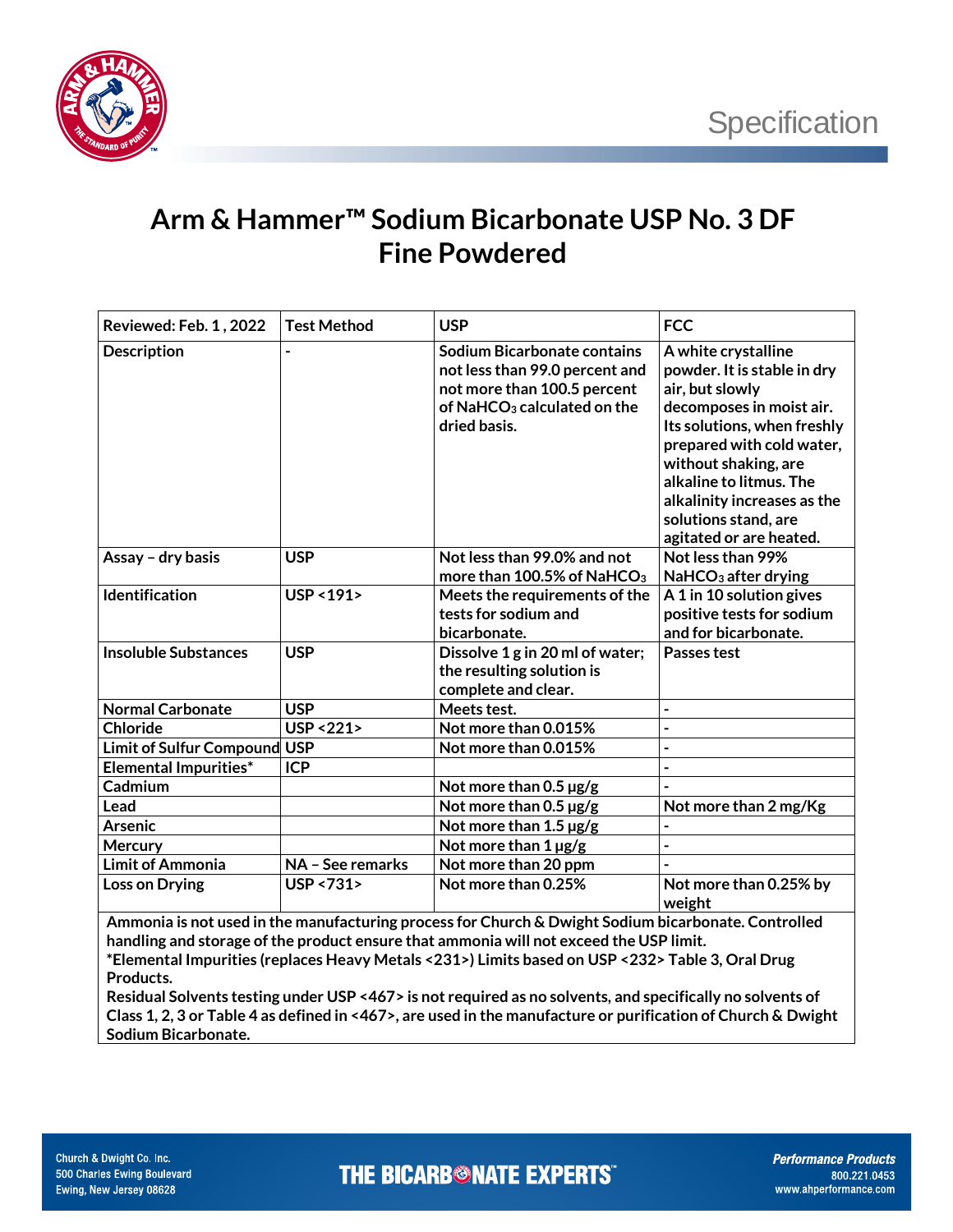Specification

# Arm & Hammer™ Sodium Bicarbonate USP No. 3 DF Fine Powdered

| Reviewed: Feb. 1 , 2022 | Test Method | USP | FCC |
|---|---|---|---|
| Description | - | Sodium Bicarbonate contains not less than 99.0 percent and not more than 100.5 percent of $NaHCO_3$ calculated on the dried basis. | A white crystalline powder. It is stable in dry air, but slowly decomposes in moist air. Its solutions, when freshly prepared with cold water, without shaking, are alkaline to litmus. The alkalinity increases as the solutions stand, are agitated or are heated. |
| Assay – dry basis | USP | Not less than 99.0% and not more than 100.5% of $NaHCO_3$ | Not less than 99% $NaHCO_3$ after drying |
| Identification | USP <191> | Meets the requirements of the tests for sodium and bicarbonate. | A 1 in 10 solution gives positive tests for sodium and for bicarbonate. |
| Insoluble Substances | USP | Dissolve 1 g in 20 ml of water; the resulting solution is complete and clear. | Passes test |
| Normal Carbonate | USP | Meets test. | - |
| Chloride | USP <221> | Not more than 0.015% | - |
| Limit of Sulfur Compound | USP | Not more than 0.015% | - |
| Elemental Impurities* | ICP | | - |
| Cadmium | | Not more than 0.5 µg/g | - |
| Lead | | Not more than 0.5 µg/g | Not more than 2 mg/Kg |
| Arsenic | | Not more than 1.5 µg/g | - |
| Mercury | | Not more than 1 µg/g | - |
| Limit of Ammonia | NA – See remarks | Not more than 20 ppm | - |
| Loss on Drying | USP <731> | Not more than 0.25% | Not more than 0.25% by weight |

**Ammonia is not used in the manufacturing process for Church & Dwight Sodium bicarbonate. Controlled handling and storage of the product ensure that ammonia will not exceed the USP limit.**

***Elemental Impurities (replaces Heavy Metals <231>) Limits based on USP <232> Table 3, Oral Drug Products.**

**Residual Solvents testing under USP <467> is not required as no solvents, and specifically no solvents of Class 1, 2, 3 or Table 4 as defined in <467>, are used in the manufacture or purification of Church & Dwight Sodium Bicarbonate.**

Church & Dwight Co. Inc.
500 Charles Ewing Boulevard
Ewing, New Jersey 08628

THE BICARBONATE EXPERTS™

*Performance Products*
800.221.0453
www.ahperformance.com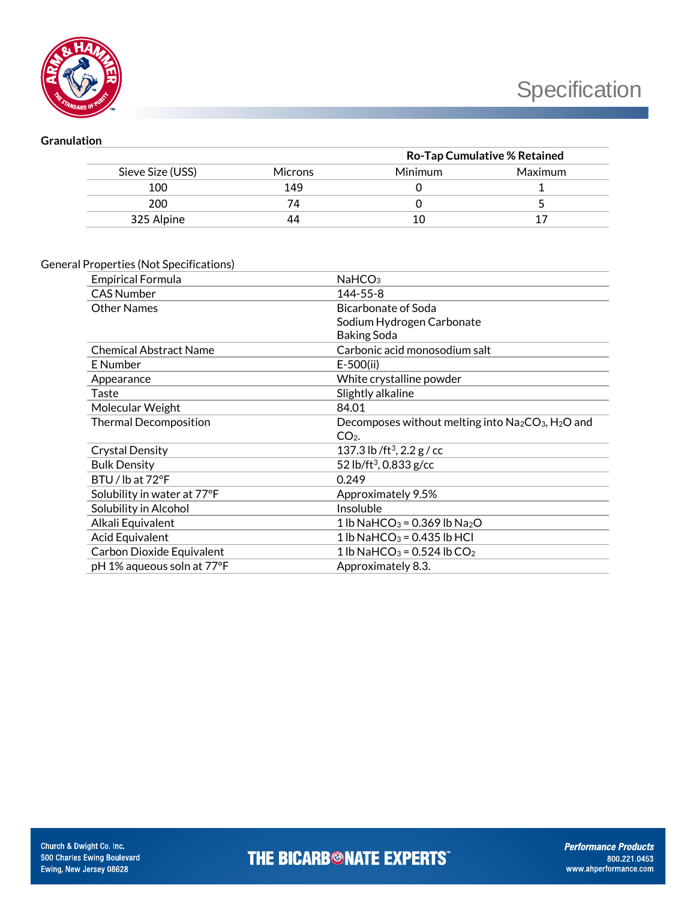Specification

**Granulation**

| | | Ro-Tap Cumulative % Retained | |
|---|---|---|---|
| Sieve Size (USS) | Microns | Minimum | Maximum |
| 100 | 149 | 0 | 1 |
| 200 | 74 | 0 | 5 |
| 325 Alpine | 44 | 10 | 17 |

General Properties (Not Specifications)

| | |
|---|---|
| Empirical Formula | $NaHCO_3$ |
| CAS Number | 144-55-8 |
| Other Names | Bicarbonate of Soda<br>Sodium Hydrogen Carbonate<br>Baking Soda |
| Chemical Abstract Name | Carbonic acid monosodium salt |
| E Number | E-500(ii) |
| Appearance | White crystalline powder |
| Taste | Slightly alkaline |
| Molecular Weight | 84.01 |
| Thermal Decomposition | Decomposes without melting into $Na_2CO_3$, $H_2O$ and $CO_2$. |
| Crystal Density | 137.3 lb /ft$^3$, 2.2 g / cc |
| Bulk Density | 52 lb/ft$^3$, 0.833 g/cc |
| BTU / lb at 72°F | 0.249 |
| Solubility in water at 77°F | Approximately 9.5% |
| Solubility in Alcohol | Insoluble |
| Alkali Equivalent | 1 lb $NaHCO_3$ = 0.369 lb $Na_2O$ |
| Acid Equivalent | 1 lb $NaHCO_3$ = 0.435 lb HCl |
| Carbon Dioxide Equivalent | 1 lb $NaHCO_3$ = 0.524 lb $CO_2$ |
| pH 1% aqueous soln at 77°F | Approximately 8.3. |

Church & Dwight Co. Inc.
500 Charles Ewing Boulevard
Ewing, New Jersey 08628

THE BICARBONATE EXPERTS™

*Performance Products*
800.221.0453
www.ahperformance.com